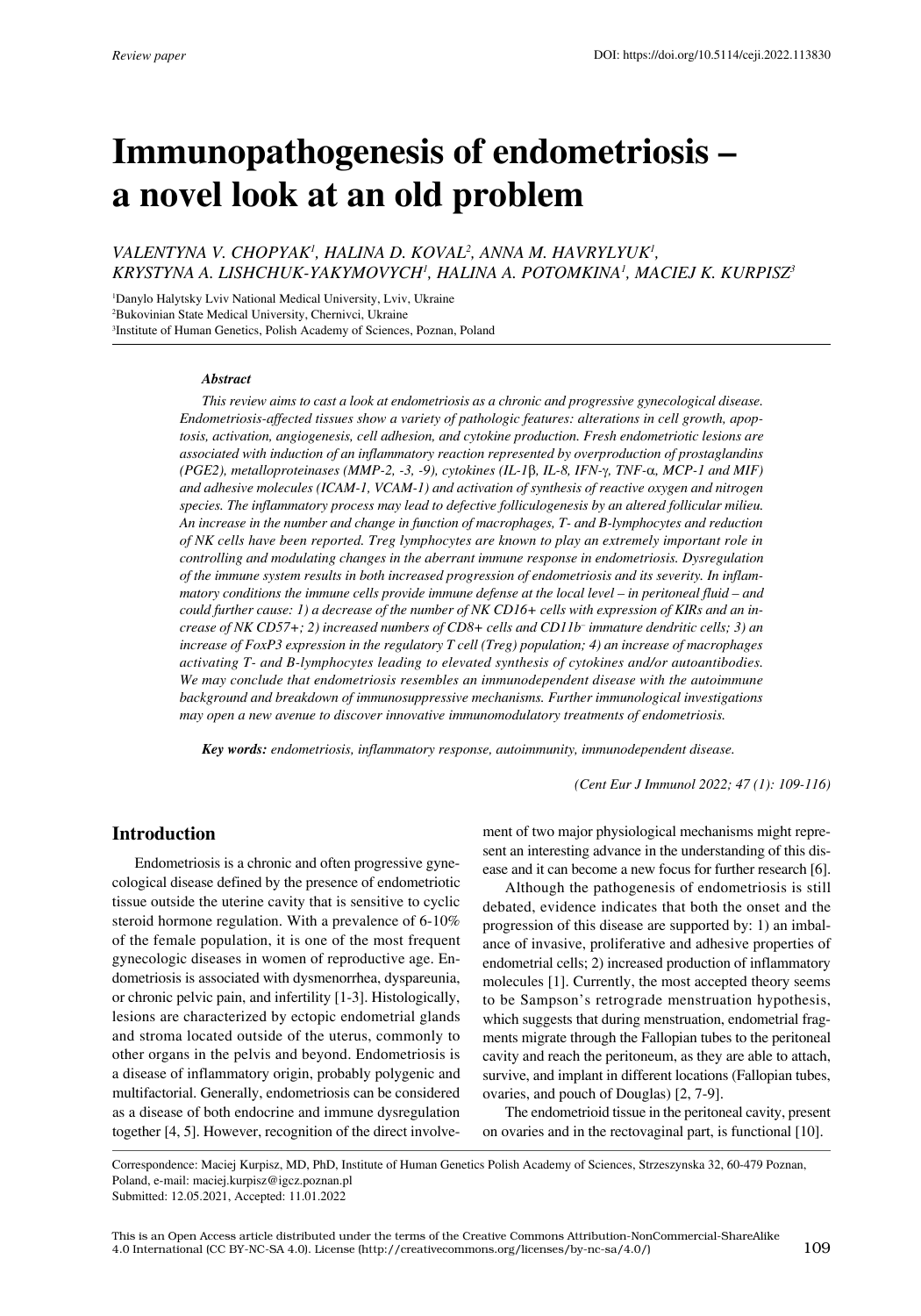Review paper

DOI: https://doi.org/10.5114/ceji.2022.113830

# Immunopathogenesis of endometriosis – a novel look at an old problem

*VALENTYNA V. CHOPYAK[1], HALINA D. KOVAL[2], ANNA M. HAVRYLYUK[1], KRYSTYNA A. LISHCHUK-YAKYMOVYCH[1], HALINA A. POTOMKINA[1], MACIEJ K. KURPISZ[3]*

[1]Danylo Halytsky Lviv National Medical University, Lviv, Ukraine
[2]Bukovinian State Medical University, Chernivci, Ukraine
[3]Institute of Human Genetics, Polish Academy of Sciences, Poznan, Poland

***Abstract***

*This review aims to cast a look at endometriosis as a chronic and progressive gynecological disease. Endometriosis-affected tissues show a variety of pathologic features: alterations in cell growth, apoptosis, activation, angiogenesis, cell adhesion, and cytokine production. Fresh endometriotic lesions are associated with induction of an inflammatory reaction represented by overproduction of prostaglandins (PGE2), metalloproteinases (MMP-2, -3, -9), cytokines (IL-1β, IL-8, IFN-γ, TNF-α, MCP-1 and MIF) and adhesive molecules (ICAM-1, VCAM-1) and activation of synthesis of reactive oxygen and nitrogen species. The inflammatory process may lead to defective folliculogenesis by an altered follicular milieu. An increase in the number and change in function of macrophages, T- and B-lymphocytes and reduction of NK cells have been reported. Treg lymphocytes are known to play an extremely important role in controlling and modulating changes in the aberrant immune response in endometriosis. Dysregulation of the immune system results in both increased progression of endometriosis and its severity. In inflammatory conditions the immune cells provide immune defense at the local level – in peritoneal fluid – and could further cause: 1) a decrease of the number of NK CD16+ cells with expression of KIRs and an increase of NK CD57+; 2) increased numbers of CD8+ cells and CD11b⁻ immature dendritic cells; 3) an increase of FoxP3 expression in the regulatory T cell (Treg) population; 4) an increase of macrophages activating T- and B-lymphocytes leading to elevated synthesis of cytokines and/or autoantibodies. We may conclude that endometriosis resembles an immunodependent disease with the autoimmune background and breakdown of immunosuppressive mechanisms. Further immunological investigations may open a new avenue to discover innovative immunomodulatory treatments of endometriosis.*

***Key words:*** *endometriosis, inflammatory response, autoimmunity, immunodependent disease.*

## Introduction

Endometriosis is a chronic and often progressive gynecological disease defined by the presence of endometriotic tissue outside the uterine cavity that is sensitive to cyclic steroid hormone regulation. With a prevalence of 6-10% of the female population, it is one of the most frequent gynecologic diseases in women of reproductive age. Endometriosis is associated with dysmenorrhea, dyspareunia, or chronic pelvic pain, and infertility [1-3]. Histologically, lesions are characterized by ectopic endometrial glands and stroma located outside of the uterus, commonly to other organs in the pelvis and beyond. Endometriosis is a disease of inflammatory origin, probably polygenic and multifactorial. Generally, endometriosis can be considered as a disease of both endocrine and immune dysregulation together [4, 5]. However, recognition of the direct involvement of two major physiological mechanisms might represent an interesting advance in the understanding of this disease and it can become a new focus for further research [6].

Although the pathogenesis of endometriosis is still debated, evidence indicates that both the onset and the progression of this disease are supported by: 1) an imbalance of invasive, proliferative and adhesive properties of endometrial cells; 2) increased production of inflammatory molecules [1]. Currently, the most accepted theory seems to be Sampson's retrograde menstruation hypothesis, which suggests that during menstruation, endometrial fragments migrate through the Fallopian tubes to the peritoneal cavity and reach the peritoneum, as they are able to attach, survive, and implant in different locations (Fallopian tubes, ovaries, and pouch of Douglas) [2, 7-9].

The endometrioid tissue in the peritoneal cavity, present on ovaries and in the rectovaginal part, is functional [10].

Correspondence: Maciej Kurpisz, MD, PhD, Institute of Human Genetics Polish Academy of Sciences, Strzeszynska 32, 60-479 Poznan, Poland, e-mail: maciej.kurpisz@igcz.poznan.pl
Submitted: 12.05.2021, Accepted: 11.01.2022

This is an Open Access article distributed under the terms of the Creative Commons Attribution-NonCommercial-ShareAlike 4.0 International (CC BY-NC-SA 4.0). License (http://creativecommons.org/licenses/by-nc-sa/4.0/)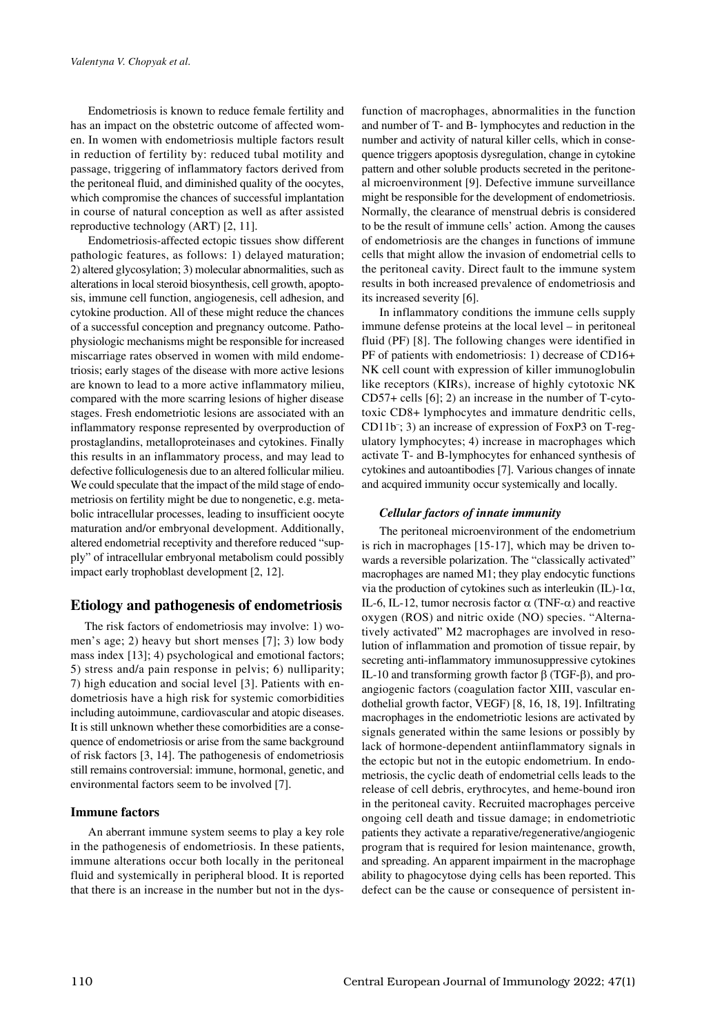Endometriosis is known to reduce female fertility and has an impact on the obstetric outcome of affected women. In women with endometriosis multiple factors result in reduction of fertility by: reduced tubal motility and passage, triggering of inflammatory factors derived from the peritoneal fluid, and diminished quality of the oocytes, which compromise the chances of successful implantation in course of natural conception as well as after assisted reproductive technology (ART) [2, 11].

Endometriosis-affected ectopic tissues show different pathologic features, as follows: 1) delayed maturation; 2) altered glycosylation; 3) molecular abnormalities, such as alterations in local steroid biosynthesis, cell growth, apoptosis, immune cell function, angiogenesis, cell adhesion, and cytokine production. All of these might reduce the chances of a successful conception and pregnancy outcome. Pathophysiologic mechanisms might be responsible for increased miscarriage rates observed in women with mild endometriosis; early stages of the disease with more active lesions are known to lead to a more active inflammatory milieu, compared with the more scarring lesions of higher disease stages. Fresh endometriotic lesions are associated with an inflammatory response represented by overproduction of prostaglandins, metalloproteinases and cytokines. Finally this results in an inflammatory process, and may lead to defective folliculogenesis due to an altered follicular milieu. We could speculate that the impact of the mild stage of endometriosis on fertility might be due to nongenetic, e.g. metabolic intracellular processes, leading to insufficient oocyte maturation and/or embryonal development. Additionally, altered endometrial receptivity and therefore reduced "supply" of intracellular embryonal metabolism could possibly impact early trophoblast development [2, 12].

## Etiology and pathogenesis of endometriosis

The risk factors of endometriosis may involve: 1) women's age; 2) heavy but short menses [7]; 3) low body mass index [13]; 4) psychological and emotional factors; 5) stress and/a pain response in pelvis; 6) nulliparity; 7) high education and social level [3]. Patients with endometriosis have a high risk for systemic comorbidities including autoimmune, cardiovascular and atopic diseases. It is still unknown whether these comorbidities are a consequence of endometriosis or arise from the same background of risk factors [3, 14]. The pathogenesis of endometriosis still remains controversial: immune, hormonal, genetic, and environmental factors seem to be involved [7].

### Immune factors

An aberrant immune system seems to play a key role in the pathogenesis of endometriosis. In these patients, immune alterations occur both locally in the peritoneal fluid and systemically in peripheral blood. It is reported that there is an increase in the number but not in the dysfunction of macrophages, abnormalities in the function and number of T- and B- lymphocytes and reduction in the number and activity of natural killer cells, which in consequence triggers apoptosis dysregulation, change in cytokine pattern and other soluble products secreted in the peritoneal microenvironment [9]. Defective immune surveillance might be responsible for the development of endometriosis. Normally, the clearance of menstrual debris is considered to be the result of immune cells' action. Among the causes of endometriosis are the changes in functions of immune cells that might allow the invasion of endometrial cells to the peritoneal cavity. Direct fault to the immune system results in both increased prevalence of endometriosis and its increased severity [6].

In inflammatory conditions the immune cells supply immune defense proteins at the local level – in peritoneal fluid (PF) [8]. The following changes were identified in PF of patients with endometriosis: 1) decrease of CD16+ NK cell count with expression of killer immunoglobulin like receptors (KIRs), increase of highly cytotoxic NK CD57+ cells [6]; 2) an increase in the number of T-cytotoxic CD8+ lymphocytes and immature dendritic cells, $CD11b^-$; 3) an increase of expression of FoxP3 on T-regulatory lymphocytes; 4) increase in macrophages which activate T- and B-lymphocytes for enhanced synthesis of cytokines and autoantibodies [7]. Various changes of innate and acquired immunity occur systemically and locally.

#### *Cellular factors of innate immunity*

The peritoneal microenvironment of the endometrium is rich in macrophages [15-17], which may be driven towards a reversible polarization. The "classically activated" macrophages are named M1; they play endocytic functions via the production of cytokines such as interleukin (IL)-1$\alpha$, IL-6, IL-12, tumor necrosis factor $\alpha$ (TNF-$\alpha$) and reactive oxygen (ROS) and nitric oxide (NO) species. "Alternatively activated" M2 macrophages are involved in resolution of inflammation and promotion of tissue repair, by secreting anti-inflammatory immunosuppressive cytokines IL-10 and transforming growth factor $\beta$ (TGF-$\beta$), and pro-angiogenic factors (coagulation factor XIII, vascular endothelial growth factor, VEGF) [8, 16, 18, 19]. Infiltrating macrophages in the endometriotic lesions are activated by signals generated within the same lesions or possibly by lack of hormone-dependent antiinflammatory signals in the ectopic but not in the eutopic endometrium. In endometriosis, the cyclic death of endometrial cells leads to the release of cell debris, erythrocytes, and heme-bound iron in the peritoneal cavity. Recruited macrophages perceive ongoing cell death and tissue damage; in endometriotic patients they activate a reparative/regenerative/angiogenic program that is required for lesion maintenance, growth, and spreading. An apparent impairment in the macrophage ability to phagocytose dying cells has been reported. This defect can be the cause or consequence of persistent in-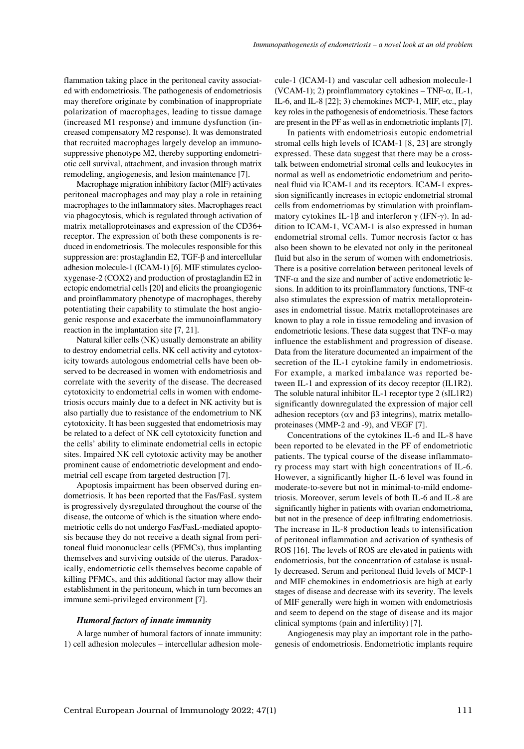flammation taking place in the peritoneal cavity associated with endometriosis. The pathogenesis of endometriosis may therefore originate by combination of inappropriate polarization of macrophages, leading to tissue damage (increased M1 response) and immune dysfunction (increased compensatory M2 response). It was demonstrated that recruited macrophages largely develop an immunosuppressive phenotype M2, thereby supporting endometriotic cell survival, attachment, and invasion through matrix remodeling, angiogenesis, and lesion maintenance [7].

Macrophage migration inhibitory factor (MIF) activates peritoneal macrophages and may play a role in retaining macrophages to the inflammatory sites. Macrophages react via phagocytosis, which is regulated through activation of matrix metalloproteinases and expression of the CD36+ receptor. The expression of both these components is reduced in endometriosis. The molecules responsible for this suppression are: prostaglandin E2, TGF-β and intercellular adhesion molecule-1 (ICAM-1) [6]. MIF stimulates cyclooxygenase-2 (COX2) and production of prostaglandin E2 in ectopic endometrial cells [20] and elicits the proangiogenic and proinflammatory phenotype of macrophages, thereby potentiating their capability to stimulate the host angiogenic response and exacerbate the immunoinflammatory reaction in the implantation site [7, 21].

Natural killer cells (NK) usually demonstrate an ability to destroy endometrial cells. NK cell activity and cytotoxicity towards autologous endometrial cells have been observed to be decreased in women with endometriosis and correlate with the severity of the disease. The decreased cytotoxicity to endometrial cells in women with endometriosis occurs mainly due to a defect in NK activity but is also partially due to resistance of the endometrium to NK cytotoxicity. It has been suggested that endometriosis may be related to a defect of NK cell cytotoxicity function and the cells' ability to eliminate endometrial cells in ectopic sites. Impaired NK cell cytotoxic activity may be another prominent cause of endometriotic development and endometrial cell escape from targeted destruction [7].

Apoptosis impairment has been observed during endometriosis. It has been reported that the Fas/FasL system is progressively dysregulated throughout the course of the disease, the outcome of which is the situation where endometriotic cells do not undergo Fas/FasL-mediated apoptosis because they do not receive a death signal from peritoneal fluid mononuclear cells (PFMCs), thus implanting themselves and surviving outside of the uterus. Paradoxically, endometriotic cells themselves become capable of killing PFMCs, and this additional factor may allow their establishment in the peritoneum, which in turn becomes an immune semi-privileged environment [7].

### *Humoral factors of innate immunity*

A large number of humoral factors of innate immunity: 1) cell adhesion molecules – intercellular adhesion molecule-1 (ICAM-1) and vascular cell adhesion molecule-1 (VCAM-1); 2) proinflammatory cytokines – TNF-α, IL-1, IL-6, and IL-8 [22]; 3) chemokines MCP-1, MIF, etc., play key roles in the pathogenesis of endometriosis. These factors are present in the PF as well as in endometriotic implants [7].

In patients with endometriosis eutopic endometrial stromal cells high levels of ICAM-1 [8, 23] are strongly expressed. These data suggest that there may be a cross-talk between endometrial stromal cells and leukocytes in normal as well as endometriotic endometrium and peritoneal fluid via ICAM-1 and its receptors. ICAM-1 expression significantly increases in ectopic endometrial stromal cells from endometriomas by stimulation with proinflammatory cytokines IL-1β and interferon γ (IFN-γ). In addition to ICAM-1, VCAM-1 is also expressed in human endometrial stromal cells. Tumor necrosis factor α has also been shown to be elevated not only in the peritoneal fluid but also in the serum of women with endometriosis. There is a positive correlation between peritoneal levels of TNF-α and the size and number of active endometriotic lesions. In addition to its proinflammatory functions, TNF-α also stimulates the expression of matrix metalloproteinases in endometrial tissue. Matrix metalloproteinases are known to play a role in tissue remodeling and invasion of endometriotic lesions. These data suggest that TNF-α may influence the establishment and progression of disease. Data from the literature documented an impairment of the secretion of the IL-1 cytokine family in endometriosis. For example, a marked imbalance was reported between IL-1 and expression of its decoy receptor (IL1R2). The soluble natural inhibitor IL-1 receptor type 2 (sIL1R2) significantly downregulated the expression of major cell adhesion receptors (αv and β3 integrins), matrix metalloproteinases (MMP-2 and -9), and VEGF [7].

Concentrations of the cytokines IL-6 and IL-8 have been reported to be elevated in the PF of endometriotic patients. The typical course of the disease inflammatory process may start with high concentrations of IL-6. However, a significantly higher IL-6 level was found in moderate-to-severe but not in minimal-to-mild endometriosis. Moreover, serum levels of both IL-6 and IL-8 are significantly higher in patients with ovarian endometrioma, but not in the presence of deep infiltrating endometriosis. The increase in IL-8 production leads to intensification of peritoneal inflammation and activation of synthesis of ROS [16]. The levels of ROS are elevated in patients with endometriosis, but the concentration of catalase is usually decreased. Serum and peritoneal fluid levels of MCP-1 and MIF chemokines in endometriosis are high at early stages of disease and decrease with its severity. The levels of MIF generally were high in women with endometriosis and seem to depend on the stage of disease and its major clinical symptoms (pain and infertility) [7].

Angiogenesis may play an important role in the pathogenesis of endometriosis. Endometriotic implants require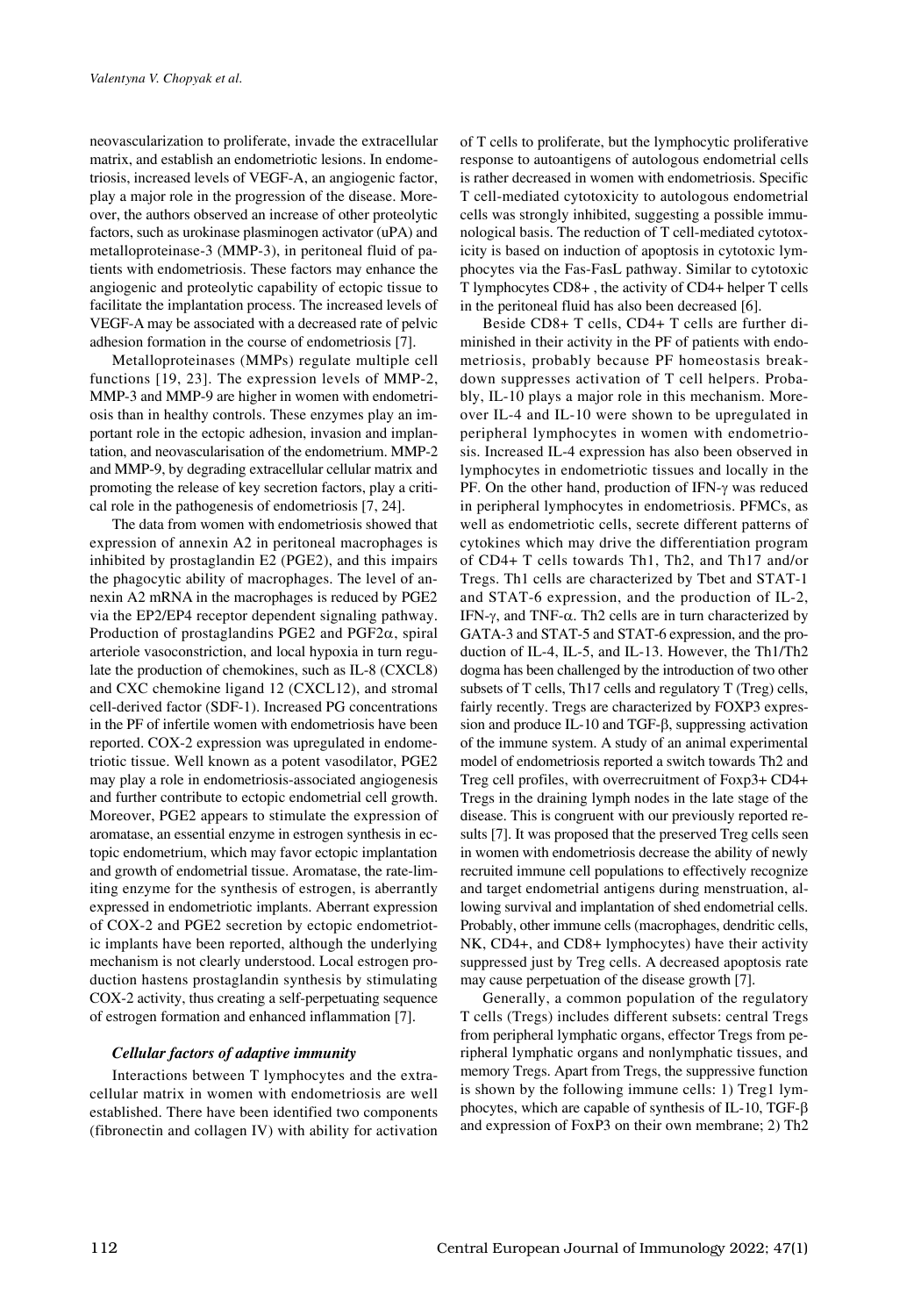neovascularization to proliferate, invade the extracellular matrix, and establish an endometriotic lesions. In endometriosis, increased levels of VEGF-A, an angiogenic factor, play a major role in the progression of the disease. Moreover, the authors observed an increase of other proteolytic factors, such as urokinase plasminogen activator (uPA) and metalloproteinase-3 (MMP-3), in peritoneal fluid of patients with endometriosis. These factors may enhance the angiogenic and proteolytic capability of ectopic tissue to facilitate the implantation process. The increased levels of VEGF-A may be associated with a decreased rate of pelvic adhesion formation in the course of endometriosis [7].

Metalloproteinases (MMPs) regulate multiple cell functions [19, 23]. The expression levels of MMP-2, MMP-3 and MMP-9 are higher in women with endometriosis than in healthy controls. These enzymes play an important role in the ectopic adhesion, invasion and implantation, and neovascularisation of the endometrium. MMP-2 and MMP-9, by degrading extracellular cellular matrix and promoting the release of key secretion factors, play a critical role in the pathogenesis of endometriosis [7, 24].

The data from women with endometriosis showed that expression of annexin A2 in peritoneal macrophages is inhibited by prostaglandin E2 (PGE2), and this impairs the phagocytic ability of macrophages. The level of annexin A2 mRNA in the macrophages is reduced by PGE2 via the EP2/EP4 receptor dependent signaling pathway. Production of prostaglandins PGE2 and PGF2α, spiral arteriole vasoconstriction, and local hypoxia in turn regulate the production of chemokines, such as IL-8 (CXCL8) and CXC chemokine ligand 12 (CXCL12), and stromal cell-derived factor (SDF-1). Increased PG concentrations in the PF of infertile women with endometriosis have been reported. COX-2 expression was upregulated in endometriotic tissue. Well known as a potent vasodilator, PGE2 may play a role in endometriosis-associated angiogenesis and further contribute to ectopic endometrial cell growth. Moreover, PGE2 appears to stimulate the expression of aromatase, an essential enzyme in estrogen synthesis in ectopic endometrium, which may favor ectopic implantation and growth of endometrial tissue. Aromatase, the rate-limiting enzyme for the synthesis of estrogen, is aberrantly expressed in endometriotic implants. Aberrant expression of COX-2 and PGE2 secretion by ectopic endometriotic implants have been reported, although the underlying mechanism is not clearly understood. Local estrogen production hastens prostaglandin synthesis by stimulating COX-2 activity, thus creating a self-perpetuating sequence of estrogen formation and enhanced inflammation [7].

### *Cellular factors of adaptive immunity*

Interactions between T lymphocytes and the extracellular matrix in women with endometriosis are well established. There have been identified two components (fibronectin and collagen IV) with ability for activation of T cells to proliferate, but the lymphocytic proliferative response to autoantigens of autologous endometrial cells is rather decreased in women with endometriosis. Specific T cell-mediated cytotoxicity to autologous endometrial cells was strongly inhibited, suggesting a possible immunological basis. The reduction of T cell-mediated cytotoxicity is based on induction of apoptosis in cytotoxic lymphocytes via the Fas-FasL pathway. Similar to cytotoxic T lymphocytes CD8+ , the activity of CD4+ helper T cells in the peritoneal fluid has also been decreased [6].

Beside CD8+ T cells, CD4+ T cells are further diminished in their activity in the PF of patients with endometriosis, probably because PF homeostasis breakdown suppresses activation of T cell helpers. Probably, IL-10 plays a major role in this mechanism. Moreover IL-4 and IL-10 were shown to be upregulated in peripheral lymphocytes in women with endometriosis. Increased IL-4 expression has also been observed in lymphocytes in endometriotic tissues and locally in the PF. On the other hand, production of IFN-γ was reduced in peripheral lymphocytes in endometriosis. PFMCs, as well as endometriotic cells, secrete different patterns of cytokines which may drive the differentiation program of CD4+ T cells towards Th1, Th2, and Th17 and/or Tregs. Th1 cells are characterized by Tbet and STAT-1 and STAT-6 expression, and the production of IL-2, IFN-γ, and TNF-α. Th2 cells are in turn characterized by GATA-3 and STAT-5 and STAT-6 expression, and the production of IL-4, IL-5, and IL-13. However, the Th1/Th2 dogma has been challenged by the introduction of two other subsets of T cells, Th17 cells and regulatory T (Treg) cells, fairly recently. Tregs are characterized by FOXP3 expression and produce IL-10 and TGF-β, suppressing activation of the immune system. A study of an animal experimental model of endometriosis reported a switch towards Th2 and Treg cell profiles, with overrecruitment of Foxp3+ CD4+ Tregs in the draining lymph nodes in the late stage of the disease. This is congruent with our previously reported results [7]. It was proposed that the preserved Treg cells seen in women with endometriosis decrease the ability of newly recruited immune cell populations to effectively recognize and target endometrial antigens during menstruation, allowing survival and implantation of shed endometrial cells. Probably, other immune cells (macrophages, dendritic cells, NK, CD4+, and CD8+ lymphocytes) have their activity suppressed just by Treg cells. A decreased apoptosis rate may cause perpetuation of the disease growth [7].

Generally, a common population of the regulatory T cells (Tregs) includes different subsets: central Tregs from peripheral lymphatic organs, effector Tregs from peripheral lymphatic organs and nonlymphatic tissues, and memory Tregs. Apart from Tregs, the suppressive function is shown by the following immune cells: 1) Treg1 lymphocytes, which are capable of synthesis of IL-10, TGF-β and expression of FoxP3 on their own membrane; 2) Th2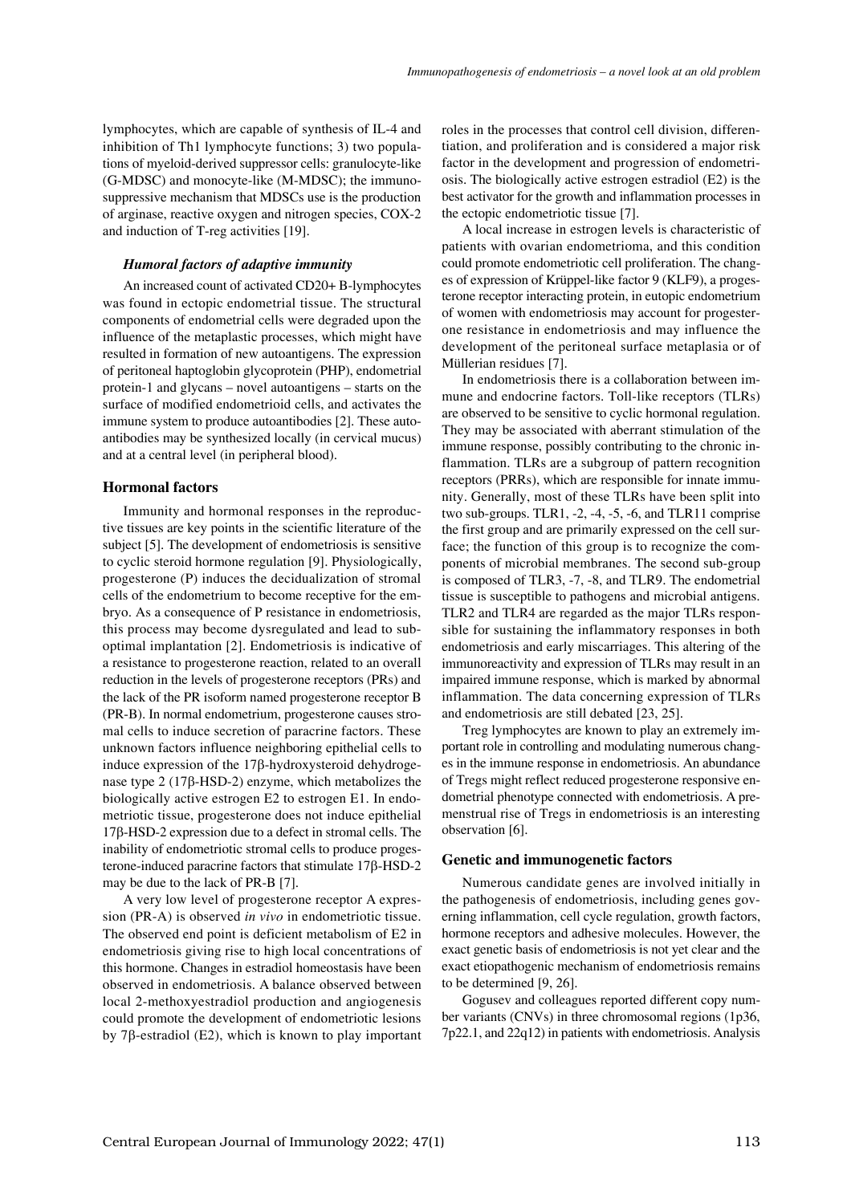lymphocytes, which are capable of synthesis of IL-4 and inhibition of Th1 lymphocyte functions; 3) two populations of myeloid-derived suppressor cells: granulocyte-like (G-MDSC) and monocyte-like (M-MDSC); the immunosuppressive mechanism that MDSCs use is the production of arginase, reactive oxygen and nitrogen species, COX-2 and induction of T-reg activities [19].

#### *Humoral factors of adaptive immunity*

An increased count of activated CD20+ B-lymphocytes was found in ectopic endometrial tissue. The structural components of endometrial cells were degraded upon the influence of the metaplastic processes, which might have resulted in formation of new autoantigens. The expression of peritoneal haptoglobin glycoprotein (PHP), endometrial protein-1 and glycans – novel autoantigens – starts on the surface of modified endometrioid cells, and activates the immune system to produce autoantibodies [2]. These autoantibodies may be synthesized locally (in cervical mucus) and at a central level (in peripheral blood).

### Hormonal factors

Immunity and hormonal responses in the reproductive tissues are key points in the scientific literature of the subject [5]. The development of endometriosis is sensitive to cyclic steroid hormone regulation [9]. Physiologically, progesterone (P) induces the decidualization of stromal cells of the endometrium to become receptive for the embryo. As a consequence of P resistance in endometriosis, this process may become dysregulated and lead to suboptimal implantation [2]. Endometriosis is indicative of a resistance to progesterone reaction, related to an overall reduction in the levels of progesterone receptors (PRs) and the lack of the PR isoform named progesterone receptor B (PR-B). In normal endometrium, progesterone causes stromal cells to induce secretion of paracrine factors. These unknown factors influence neighboring epithelial cells to induce expression of the 17β-hydroxysteroid dehydrogenase type 2 (17β-HSD-2) enzyme, which metabolizes the biologically active estrogen E2 to estrogen E1. In endometriotic tissue, progesterone does not induce epithelial 17β-HSD-2 expression due to a defect in stromal cells. The inability of endometriotic stromal cells to produce progesterone-induced paracrine factors that stimulate 17β-HSD-2 may be due to the lack of PR-B [7].

A very low level of progesterone receptor A expression (PR-A) is observed *in vivo* in endometriotic tissue. The observed end point is deficient metabolism of E2 in endometriosis giving rise to high local concentrations of this hormone. Changes in estradiol homeostasis have been observed in endometriosis. A balance observed between local 2-methoxyestradiol production and angiogenesis could promote the development of endometriotic lesions by 7β-estradiol (E2), which is known to play important roles in the processes that control cell division, differentiation, and proliferation and is considered a major risk factor in the development and progression of endometriosis. The biologically active estrogen estradiol (E2) is the best activator for the growth and inflammation processes in the ectopic endometriotic tissue [7].

A local increase in estrogen levels is characteristic of patients with ovarian endometrioma, and this condition could promote endometriotic cell proliferation. The changes of expression of Krüppel-like factor 9 (KLF9), a progesterone receptor interacting protein, in eutopic endometrium of women with endometriosis may account for progesterone resistance in endometriosis and may influence the development of the peritoneal surface metaplasia or of Müllerian residues [7].

In endometriosis there is a collaboration between immune and endocrine factors. Toll-like receptors (TLRs) are observed to be sensitive to cyclic hormonal regulation. They may be associated with aberrant stimulation of the immune response, possibly contributing to the chronic inflammation. TLRs are a subgroup of pattern recognition receptors (PRRs), which are responsible for innate immunity. Generally, most of these TLRs have been split into two sub-groups. TLR1, -2, -4, -5, -6, and TLR11 comprise the first group and are primarily expressed on the cell surface; the function of this group is to recognize the components of microbial membranes. The second sub-group is composed of TLR3, -7, -8, and TLR9. The endometrial tissue is susceptible to pathogens and microbial antigens. TLR2 and TLR4 are regarded as the major TLRs responsible for sustaining the inflammatory responses in both endometriosis and early miscarriages. This altering of the immunoreactivity and expression of TLRs may result in an impaired immune response, which is marked by abnormal inflammation. The data concerning expression of TLRs and endometriosis are still debated [23, 25].

Treg lymphocytes are known to play an extremely important role in controlling and modulating numerous changes in the immune response in endometriosis. An abundance of Tregs might reflect reduced progesterone responsive endometrial phenotype connected with endometriosis. A premenstrual rise of Tregs in endometriosis is an interesting observation [6].

### Genetic and immunogenetic factors

Numerous candidate genes are involved initially in the pathogenesis of endometriosis, including genes governing inflammation, cell cycle regulation, growth factors, hormone receptors and adhesive molecules. However, the exact genetic basis of endometriosis is not yet clear and the exact etiopathogenic mechanism of endometriosis remains to be determined [9, 26].

Gogusev and colleagues reported different copy number variants (CNVs) in three chromosomal regions (1p36, 7p22.1, and 22q12) in patients with endometriosis. Analysis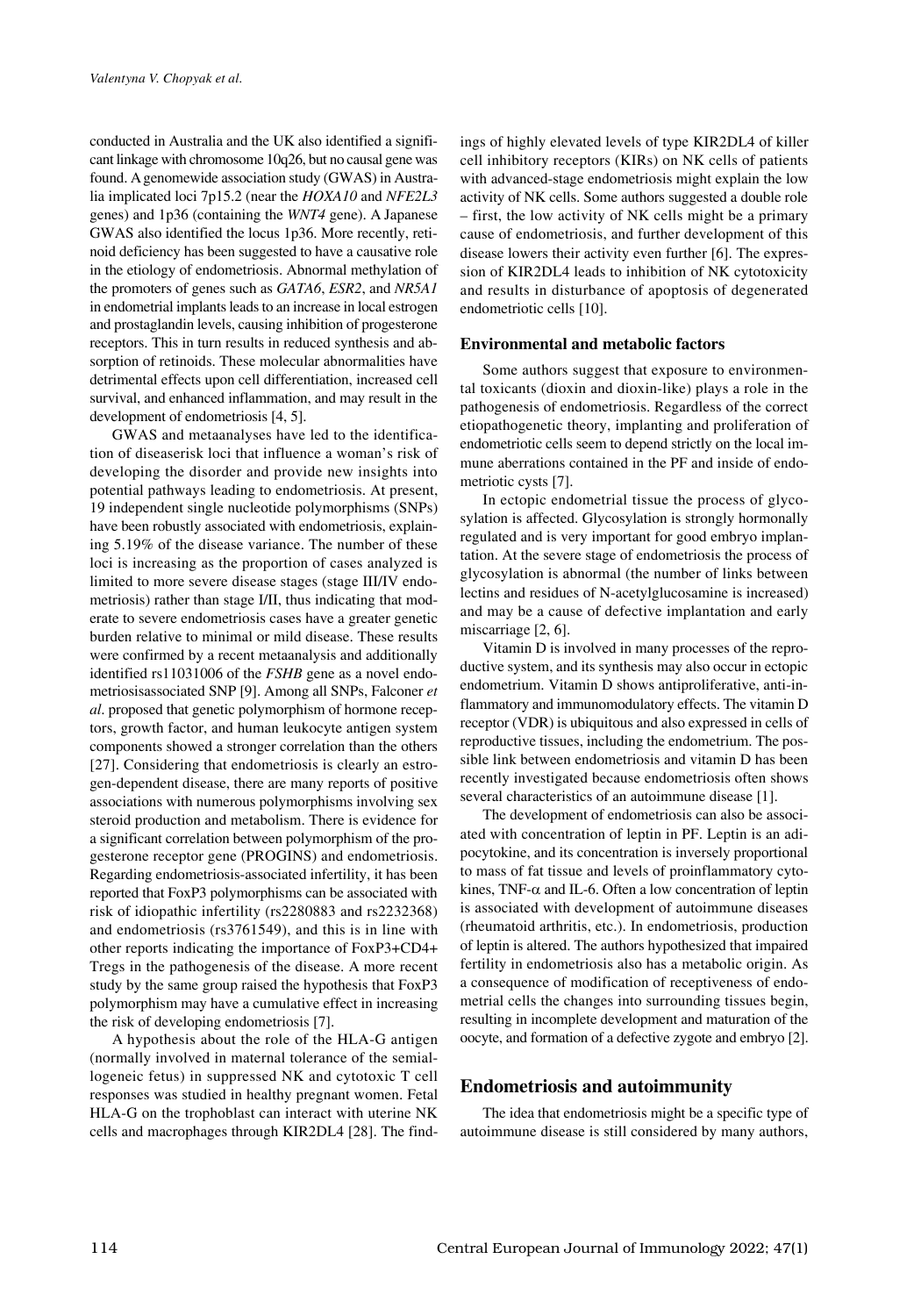conducted in Australia and the UK also identified a significant linkage with chromosome 10q26, but no causal gene was found. A genomewide association study (GWAS) in Australia implicated loci 7p15.2 (near the *HOXA10* and *NFE2L3* genes) and 1p36 (containing the *WNT4* gene). A Japanese GWAS also identified the locus 1p36. More recently, retinoid deficiency has been suggested to have a causative role in the etiology of endometriosis. Abnormal methylation of the promoters of genes such as *GATA6*, *ESR2*, and *NR5A1* in endometrial implants leads to an increase in local estrogen and prostaglandin levels, causing inhibition of progesterone receptors. This in turn results in reduced synthesis and absorption of retinoids. These molecular abnormalities have detrimental effects upon cell differentiation, increased cell survival, and enhanced inflammation, and may result in the development of endometriosis [4, 5].

GWAS and metaanalyses have led to the identification of diseaserisk loci that influence a woman's risk of developing the disorder and provide new insights into potential pathways leading to endometriosis. At present, 19 independent single nucleotide polymorphisms (SNPs) have been robustly associated with endometriosis, explaining 5.19% of the disease variance. The number of these loci is increasing as the proportion of cases analyzed is limited to more severe disease stages (stage III/IV endometriosis) rather than stage I/II, thus indicating that moderate to severe endometriosis cases have a greater genetic burden relative to minimal or mild disease. These results were confirmed by a recent metaanalysis and additionally identified rs11031006 of the *FSHB* gene as a novel endometriosisassociated SNP [9]. Among all SNPs, Falconer *et al*. proposed that genetic polymorphism of hormone receptors, growth factor, and human leukocyte antigen system components showed a stronger correlation than the others [27]. Considering that endometriosis is clearly an estrogen-dependent disease, there are many reports of positive associations with numerous polymorphisms involving sex steroid production and metabolism. There is evidence for a significant correlation between polymorphism of the progesterone receptor gene (PROGINS) and endometriosis. Regarding endometriosis-associated infertility, it has been reported that FoxP3 polymorphisms can be associated with risk of idiopathic infertility (rs2280883 and rs2232368) and endometriosis (rs3761549), and this is in line with other reports indicating the importance of FoxP3+CD4+ Tregs in the pathogenesis of the disease. A more recent study by the same group raised the hypothesis that FoxP3 polymorphism may have a cumulative effect in increasing the risk of developing endometriosis [7].

A hypothesis about the role of the HLA-G antigen (normally involved in maternal tolerance of the semiallogeneic fetus) in suppressed NK and cytotoxic T cell responses was studied in healthy pregnant women. Fetal HLA-G on the trophoblast can interact with uterine NK cells and macrophages through KIR2DL4 [28]. The findings of highly elevated levels of type KIR2DL4 of killer cell inhibitory receptors (KIRs) on NK cells of patients with advanced-stage endometriosis might explain the low activity of NK cells. Some authors suggested a double role – first, the low activity of NK cells might be a primary cause of endometriosis, and further development of this disease lowers their activity even further [6]. The expression of KIR2DL4 leads to inhibition of NK cytotoxicity and results in disturbance of apoptosis of degenerated endometriotic cells [10].

### Environmental and metabolic factors

Some authors suggest that exposure to environmental toxicants (dioxin and dioxin-like) plays a role in the pathogenesis of endometriosis. Regardless of the correct etiopathogenetic theory, implanting and proliferation of endometriotic cells seem to depend strictly on the local immune aberrations contained in the PF and inside of endometriotic cysts [7].

In ectopic endometrial tissue the process of glycosylation is affected. Glycosylation is strongly hormonally regulated and is very important for good embryo implantation. At the severe stage of endometriosis the process of glycosylation is abnormal (the number of links between lectins and residues of N-acetylglucosamine is increased) and may be a cause of defective implantation and early miscarriage [2, 6].

Vitamin D is involved in many processes of the reproductive system, and its synthesis may also occur in ectopic endometrium. Vitamin D shows antiproliferative, anti-inflammatory and immunomodulatory effects. The vitamin D receptor (VDR) is ubiquitous and also expressed in cells of reproductive tissues, including the endometrium. The possible link between endometriosis and vitamin D has been recently investigated because endometriosis often shows several characteristics of an autoimmune disease [1].

The development of endometriosis can also be associated with concentration of leptin in PF. Leptin is an adipocytokine, and its concentration is inversely proportional to mass of fat tissue and levels of proinflammatory cytokines, TNF-$\alpha$ and IL-6. Often a low concentration of leptin is associated with development of autoimmune diseases (rheumatoid arthritis, etc.). In endometriosis, production of leptin is altered. The authors hypothesized that impaired fertility in endometriosis also has a metabolic origin. As a consequence of modification of receptiveness of endometrial cells the changes into surrounding tissues begin, resulting in incomplete development and maturation of the oocyte, and formation of a defective zygote and embryo [2].

## Endometriosis and autoimmunity

The idea that endometriosis might be a specific type of autoimmune disease is still considered by many authors,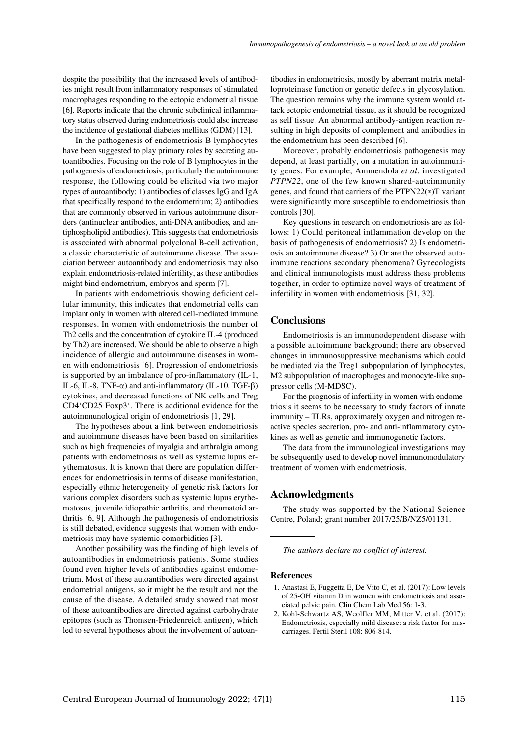despite the possibility that the increased levels of antibodies might result from inflammatory responses of stimulated macrophages responding to the ectopic endometrial tissue [6]. Reports indicate that the chronic subclinical inflammatory status observed during endometriosis could also increase the incidence of gestational diabetes mellitus (GDM) [13].

In the pathogenesis of endometriosis B lymphocytes have been suggested to play primary roles by secreting autoantibodies. Focusing on the role of B lymphocytes in the pathogenesis of endometriosis, particularly the autoimmune response, the following could be elicited via two major types of autoantibody: 1) antibodies of classes IgG and IgA that specifically respond to the endometrium; 2) antibodies that are commonly observed in various autoimmune disorders (antinuclear antibodies, anti-DNA antibodies, and antiphospholipid antibodies). This suggests that endometriosis is associated with abnormal polyclonal B-cell activation, a classic characteristic of autoimmune disease. The association between autoantibody and endometriosis may also explain endometriosis-related infertility, as these antibodies might bind endometrium, embryos and sperm [7].

In patients with endometriosis showing deficient cellular immunity, this indicates that endometrial cells can implant only in women with altered cell-mediated immune responses. In women with endometriosis the number of Th2 cells and the concentration of cytokine IL-4 (produced by Th2) are increased. We should be able to observe a high incidence of allergic and autoimmune diseases in women with endometriosis [6]. Progression of endometriosis is supported by an imbalance of pro-inflammatory (IL-1, IL-6, IL-8, TNF-$\alpha$) and anti-inflammatory (IL-10, TGF-$\beta$) cytokines, and decreased functions of NK cells and Treg $CD4^+CD25^+Foxp3^+$. There is additional evidence for the autoimmunological origin of endometriosis [1, 29].

The hypotheses about a link between endometriosis and autoimmune diseases have been based on similarities such as high frequencies of myalgia and arthralgia among patients with endometriosis as well as systemic lupus erythematosus. It is known that there are population differences for endometriosis in terms of disease manifestation, especially ethnic heterogeneity of genetic risk factors for various complex disorders such as systemic lupus erythematosus, juvenile idiopathic arthritis, and rheumatoid arthritis [6, 9]. Although the pathogenesis of endometriosis is still debated, evidence suggests that women with endometriosis may have systemic comorbidities [3].

Another possibility was the finding of high levels of autoantibodies in endometriosis patients. Some studies found even higher levels of antibodies against endometrium. Most of these autoantibodies were directed against endometrial antigens, so it might be the result and not the cause of the disease. A detailed study showed that most of these autoantibodies are directed against carbohydrate epitopes (such as Thomsen-Friedenreich antigen), which led to several hypotheses about the involvement of autoantibodies in endometriosis, mostly by aberrant matrix metalloproteinase function or genetic defects in glycosylation. The question remains why the immune system would attack ectopic endometrial tissue, as it should be recognized as self tissue. An abnormal antibody-antigen reaction resulting in high deposits of complement and antibodies in the endometrium has been described [6].

Moreover, probably endometriosis pathogenesis may depend, at least partially, on a mutation in autoimmunity genes. For example, Ammendola *et al*. investigated *PTPN22*, one of the few known shared-autoimmunity genes, and found that carriers of the PTPN22(*)T variant were significantly more susceptible to endometriosis than controls [30].

Key questions in research on endometriosis are as follows: 1) Could peritoneal inflammation develop on the basis of pathogenesis of endometriosis? 2) Is endometriosis an autoimmune disease? 3) Or are the observed autoimmune reactions secondary phenomena? Gynecologists and clinical immunologists must address these problems together, in order to optimize novel ways of treatment of infertility in women with endometriosis [31, 32].

## Conclusions

Endometriosis is an immunodependent disease with a possible autoimmune background; there are observed changes in immunosuppressive mechanisms which could be mediated via the Treg1 subpopulation of lymphocytes, M2 subpopulation of macrophages and monocyte-like suppressor cells (M-MDSC).

For the prognosis of infertility in women with endometriosis it seems to be necessary to study factors of innate immunity – TLRs, approximately oxygen and nitrogen reactive species secretion, pro- and anti-inflammatory cytokines as well as genetic and immunogenetic factors.

The data from the immunological investigations may be subsequently used to develop novel immunomodulatory treatment of women with endometriosis.

## Acknowledgments

The study was supported by the National Science Centre, Poland; grant number 2017/25/B/NZ5/01131.

*The authors declare no conflict of interest.*

### References

1. Anastasi E, Fuggetta E, De Vito C, et al. (2017): Low levels of 25-OH vitamin D in women with endometriosis and associated pelvic pain. Clin Chem Lab Med 56: 1-3.
2. Kohl-Schwartz AS, Weolfler MM, Mitter V, et al. (2017): Endometriosis, especially mild disease: a risk factor for miscarriages. Fertil Steril 108: 806-814.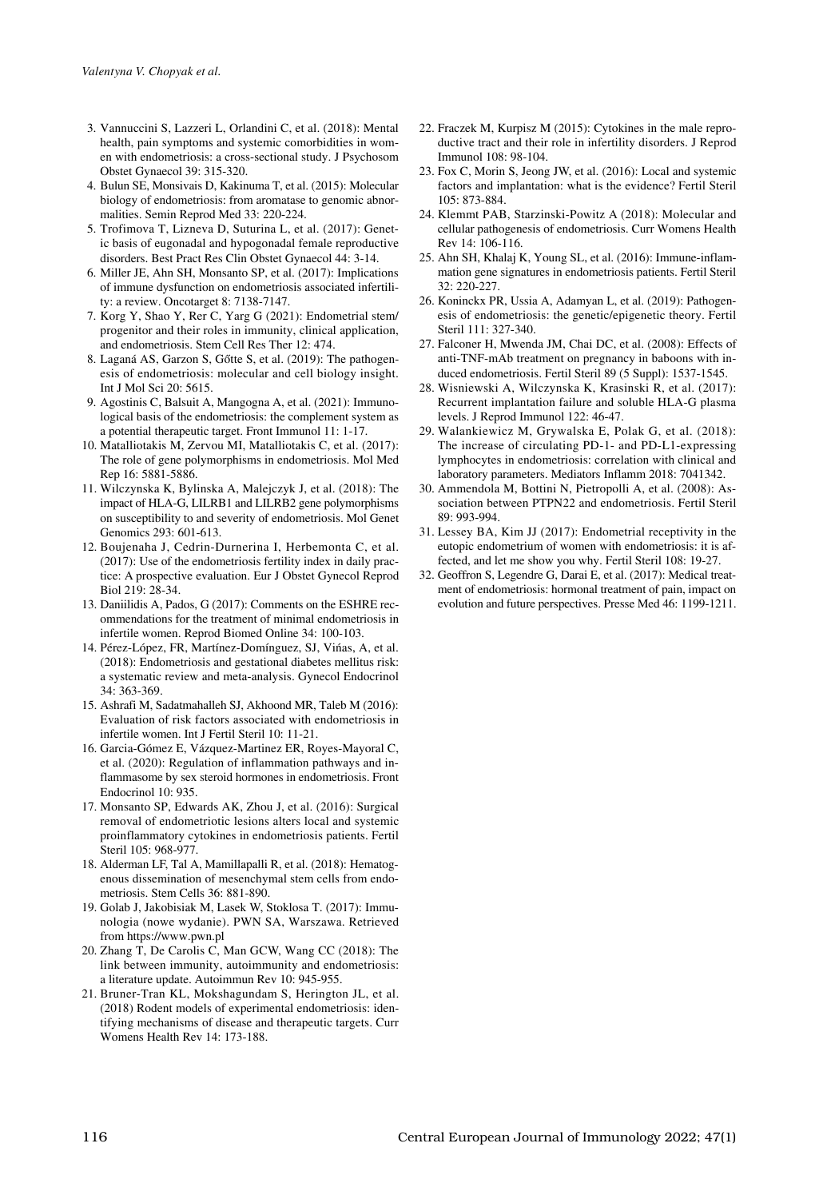3. Vannuccini S, Lazzeri L, Orlandini C, et al. (2018): Mental health, pain symptoms and systemic comorbidities in women with endometriosis: a cross-sectional study. J Psychosom Obstet Gynaecol 39: 315-320.
4. Bulun SE, Monsivais D, Kakinuma T, et al. (2015): Molecular biology of endometriosis: from aromatase to genomic abnormalities. Semin Reprod Med 33: 220-224.
5. Trofimova T, Lizneva D, Suturina L, et al. (2017): Genetic basis of eugonadal and hypogonadal female reproductive disorders. Best Pract Res Clin Obstet Gynaecol 44: 3-14.
6. Miller JE, Ahn SH, Monsanto SP, et al. (2017): Implications of immune dysfunction on endometriosis associated infertility: a review. Oncotarget 8: 7138-7147.
7. Korg Y, Shao Y, Rer C, Yarg G (2021): Endometrial stem/progenitor and their roles in immunity, clinical application, and endometriosis. Stem Cell Res Ther 12: 474.
8. Laganá AS, Garzon S, Gőtte S, et al. (2019): The pathogenesis of endometriosis: molecular and cell biology insight. Int J Mol Sci 20: 5615.
9. Agostinis C, Balsuit A, Mangogna A, et al. (2021): Immunological basis of the endometriosis: the complement system as a potential therapeutic target. Front Immunol 11: 1-17.
10. Matalliotakis M, Zervou MI, Matalliotakis C, et al. (2017): The role of gene polymorphisms in endometriosis. Mol Med Rep 16: 5881-5886.
11. Wilczynska K, Bylinska A, Malejczyk J, et al. (2018): The impact of HLA-G, LILRB1 and LILRB2 gene polymorphisms on susceptibility to and severity of endometriosis. Mol Genet Genomics 293: 601-613.
12. Boujenaha J, Cedrin-Durnerina I, Herbemonta C, et al. (2017): Use of the endometriosis fertility index in daily practice: A prospective evaluation. Eur J Obstet Gynecol Reprod Biol 219: 28-34.
13. Daniilidis A, Pados, G (2017): Comments on the ESHRE recommendations for the treatment of minimal endometriosis in infertile women. Reprod Biomed Online 34: 100-103.
14. Pérez-López, FR, Martínez-Domínguez, SJ, Viñas, A, et al. (2018): Endometriosis and gestational diabetes mellitus risk: a systematic review and meta-analysis. Gynecol Endocrinol 34: 363-369.
15. Ashrafi M, Sadatmahalleh SJ, Akhoond MR, Taleb M (2016): Evaluation of risk factors associated with endometriosis in infertile women. Int J Fertil Steril 10: 11-21.
16. Garcia-Gómez E, Vázquez-Martinez ER, Royes-Mayoral C, et al. (2020): Regulation of inflammation pathways and inflammasome by sex steroid hormones in endometriosis. Front Endocrinol 10: 935.
17. Monsanto SP, Edwards AK, Zhou J, et al. (2016): Surgical removal of endometriotic lesions alters local and systemic proinflammatory cytokines in endometriosis patients. Fertil Steril 105: 968-977.
18. Alderman LF, Tal A, Mamillapalli R, et al. (2018): Hematogenous dissemination of mesenchymal stem cells from endometriosis. Stem Cells 36: 881-890.
19. Golab J, Jakobisiak M, Lasek W, Stoklosa T. (2017): Immunologia (nowe wydanie). PWN SA, Warszawa. Retrieved from https://www.pwn.pl
20. Zhang T, De Carolis C, Man GCW, Wang CC (2018): The link between immunity, autoimmunity and endometriosis: a literature update. Autoimmun Rev 10: 945-955.
21. Bruner-Tran KL, Mokshagundam S, Herington JL, et al. (2018) Rodent models of experimental endometriosis: identifying mechanisms of disease and therapeutic targets. Curr Womens Health Rev 14: 173-188.
22. Fraczek M, Kurpisz M (2015): Cytokines in the male reproductive tract and their role in infertility disorders. J Reprod Immunol 108: 98-104.
23. Fox C, Morin S, Jeong JW, et al. (2016): Local and systemic factors and implantation: what is the evidence? Fertil Steril 105: 873-884.
24. Klemmt PAB, Starzinski-Powitz A (2018): Molecular and cellular pathogenesis of endometriosis. Curr Womens Health Rev 14: 106-116.
25. Ahn SH, Khalaj K, Young SL, et al. (2016): Immune-inflammation gene signatures in endometriosis patients. Fertil Steril 32: 220-227.
26. Koninckx PR, Ussia A, Adamyan L, et al. (2019): Pathogenesis of endometriosis: the genetic/epigenetic theory. Fertil Steril 111: 327-340.
27. Falconer H, Mwenda JM, Chai DC, et al. (2008): Effects of anti-TNF-mAb treatment on pregnancy in baboons with induced endometriosis. Fertil Steril 89 (5 Suppl): 1537-1545.
28. Wisniewski A, Wilczynska K, Krasinski R, et al. (2017): Recurrent implantation failure and soluble HLA-G plasma levels. J Reprod Immunol 122: 46-47.
29. Walankiewicz M, Grywalska E, Polak G, et al. (2018): The increase of circulating PD-1- and PD-L1-expressing lymphocytes in endometriosis: correlation with clinical and laboratory parameters. Mediators Inflamm 2018: 7041342.
30. Ammendola M, Bottini N, Pietropolli A, et al. (2008): Association between PTPN22 and endometriosis. Fertil Steril 89: 993-994.
31. Lessey BA, Kim JJ (2017): Endometrial receptivity in the eutopic endometrium of women with endometriosis: it is affected, and let me show you why. Fertil Steril 108: 19-27.
32. Geoffron S, Legendre G, Darai E, et al. (2017): Medical treatment of endometriosis: hormonal treatment of pain, impact on evolution and future perspectives. Presse Med 46: 1199-1211.